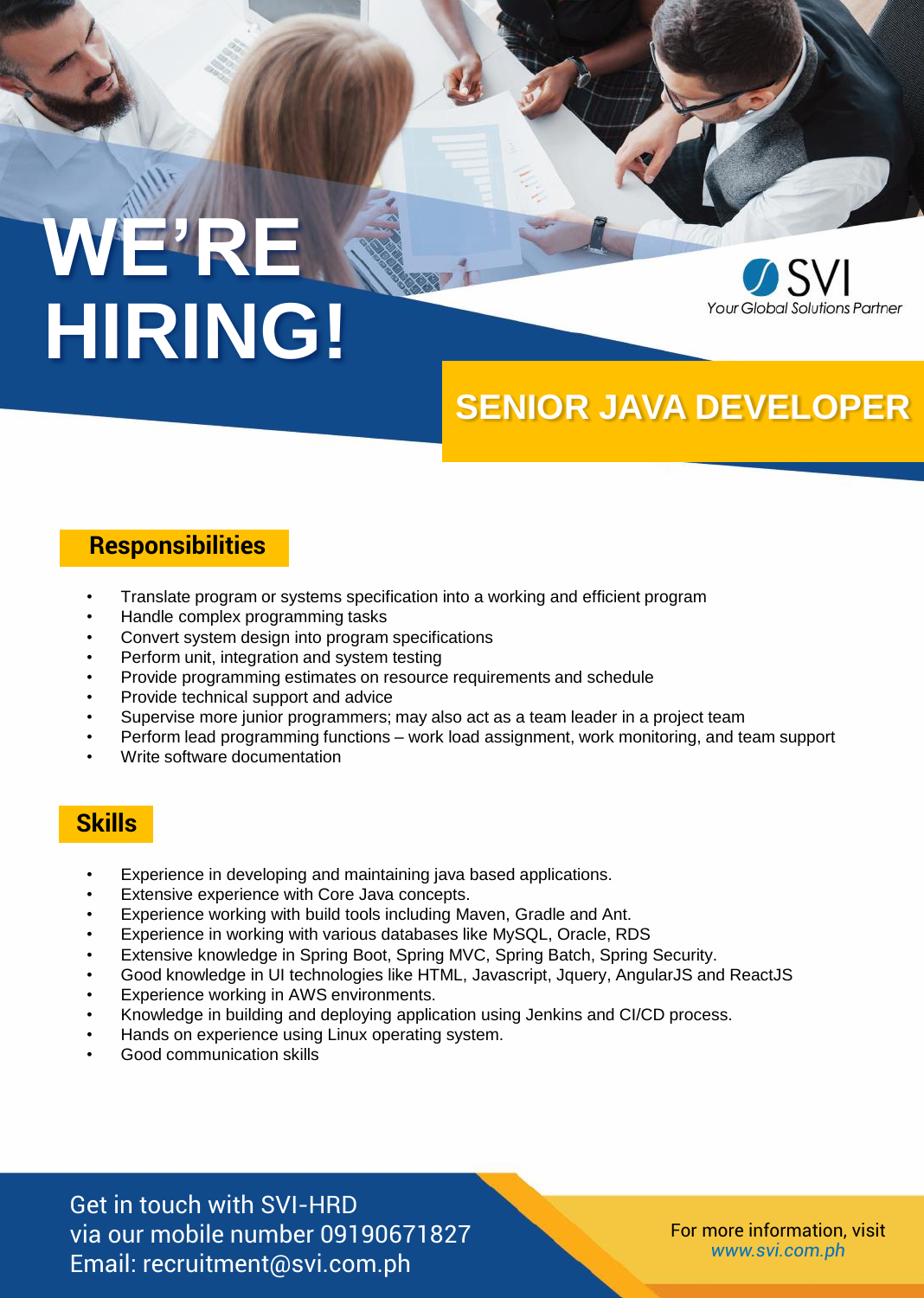# WE'RE HIRING!

SVI
*Your Global Solutions Partner*

## SENIOR JAVA DEVELOPER

### Responsibilities

- Translate program or systems specification into a working and efficient program
- Handle complex programming tasks
- Convert system design into program specifications
- Perform unit, integration and system testing
- Provide programming estimates on resource requirements and schedule
- Provide technical support and advice
- Supervise more junior programmers; may also act as a team leader in a project team
- Perform lead programming functions – work load assignment, work monitoring, and team support
- Write software documentation

### Skills

- Experience in developing and maintaining java based applications.
- Extensive experience with Core Java concepts.
- Experience working with build tools including Maven, Gradle and Ant.
- Experience in working with various databases like MySQL, Oracle, RDS
- Extensive knowledge in Spring Boot, Spring MVC, Spring Batch, Spring Security.
- Good knowledge in UI technologies like HTML, Javascript, Jquery, AngularJS and ReactJS
- Experience working in AWS environments.
- Knowledge in building and deploying application using Jenkins and CI/CD process.
- Hands on experience using Linux operating system.
- Good communication skills

Get in touch with SVI-HRD
via our mobile number 09190671827
Email: recruitment@svi.com.ph

For more information, visit
*www.svi.com.ph*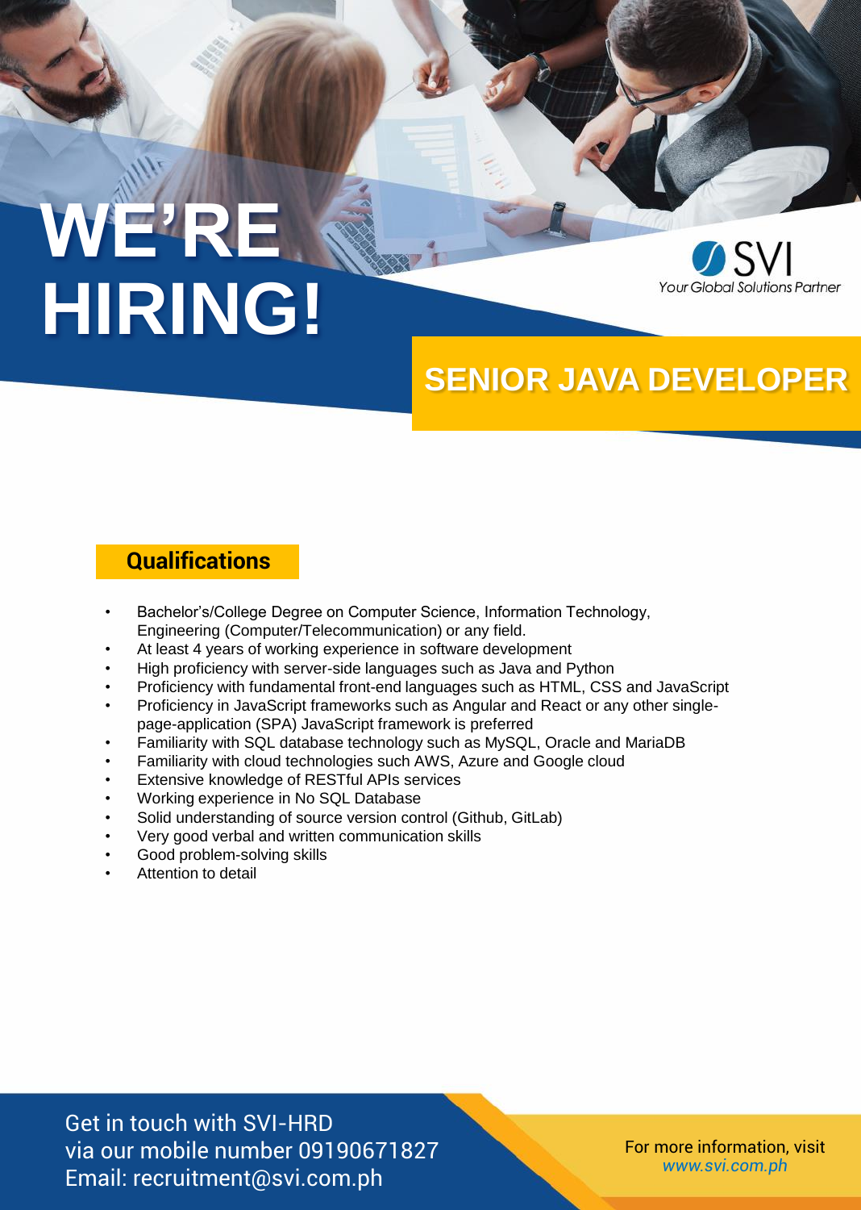# WE'RE HIRING!

SVI
*Your Global Solutions Partner*

## SENIOR JAVA DEVELOPER

### Qualifications

- Bachelor's/College Degree on Computer Science, Information Technology, Engineering (Computer/Telecommunication) or any field.
- At least 4 years of working experience in software development
- High proficiency with server-side languages such as Java and Python
- Proficiency with fundamental front-end languages such as HTML, CSS and JavaScript
- Proficiency in JavaScript frameworks such as Angular and React or any other single-page-application (SPA) JavaScript framework is preferred
- Familiarity with SQL database technology such as MySQL, Oracle and MariaDB
- Familiarity with cloud technologies such AWS, Azure and Google cloud
- Extensive knowledge of RESTful APIs services
- Working experience in No SQL Database
- Solid understanding of source version control (Github, GitLab)
- Very good verbal and written communication skills
- Good problem-solving skills
- Attention to detail

Get in touch with SVI-HRD
via our mobile number 09190671827
Email: recruitment@svi.com.ph

For more information, visit
*www.svi.com.ph*